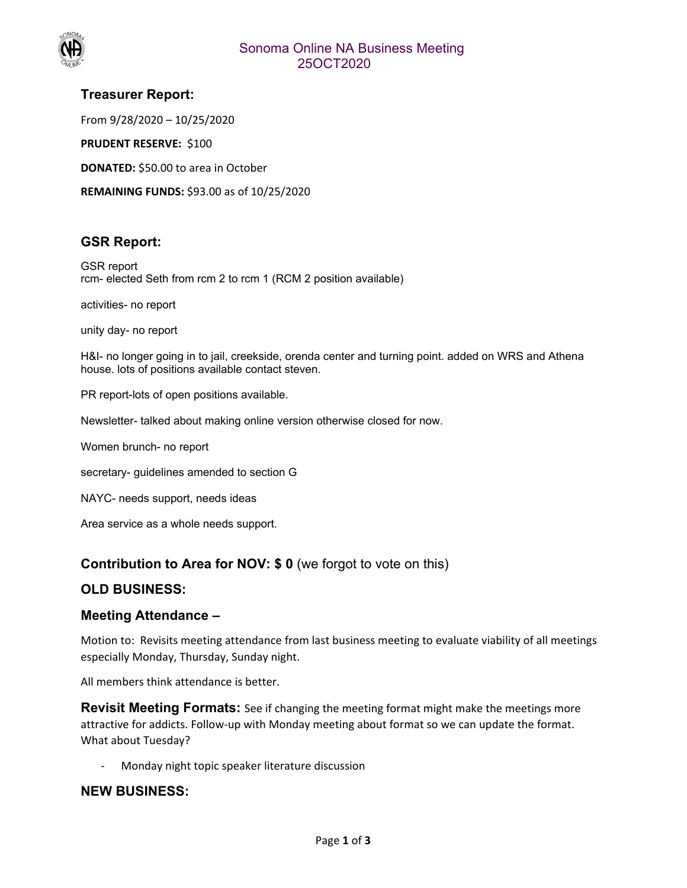# Sonoma Online NA Business Meeting
25OCT2020

## Treasurer Report:

From 9/28/2020 – 10/25/2020

**PRUDENT RESERVE:** $100

**DONATED:** $50.00 to area in October

**REMAINING FUNDS:** $93.00 as of 10/25/2020

## GSR Report:

GSR report
rcm- elected Seth from rcm 2 to rcm 1 (RCM 2 position available)

activities- no report

unity day- no report

H&I- no longer going in to jail, creekside, orenda center and turning point. added on WRS and Athena house. lots of positions available contact steven.

PR report-lots of open positions available.

Newsletter- talked about making online version otherwise closed for now.

Women brunch- no report

secretary- guidelines amended to section G

NAYC- needs support, needs ideas

Area service as a whole needs support.

## Contribution to Area for NOV: $ 0 (we forgot to vote on this)

## OLD BUSINESS:

### Meeting Attendance –

Motion to: Revisits meeting attendance from last business meeting to evaluate viability of all meetings especially Monday, Thursday, Sunday night.

All members think attendance is better.

**Revisit Meeting Formats:** See if changing the meeting format might make the meetings more attractive for addicts. Follow-up with Monday meeting about format so we can update the format. What about Tuesday?

- Monday night topic speaker literature discussion

## NEW BUSINESS: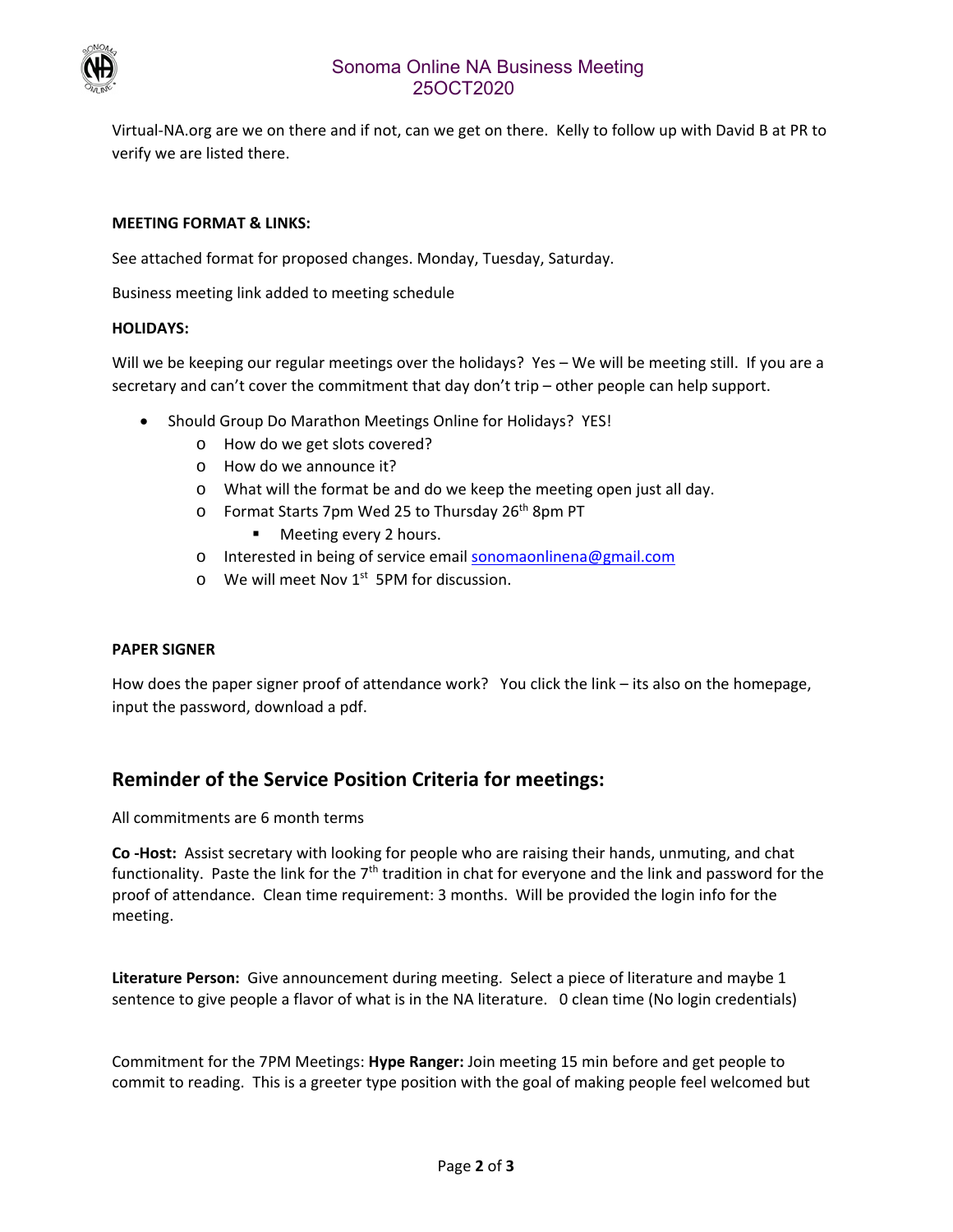Virtual-NA.org are we on there and if not, can we get on there. Kelly to follow up with David B at PR to verify we are listed there.

**MEETING FORMAT & LINKS:**

See attached format for proposed changes. Monday, Tuesday, Saturday.

Business meeting link added to meeting schedule

**HOLIDAYS:**

Will we be keeping our regular meetings over the holidays? Yes – We will be meeting still. If you are a secretary and can't cover the commitment that day don't trip – other people can help support.

- Should Group Do Marathon Meetings Online for Holidays? YES!
  - How do we get slots covered?
  - How do we announce it?
  - What will the format be and do we keep the meeting open just all day.
  - Format Starts 7pm Wed 25 to Thursday 26th 8pm PT
    - Meeting every 2 hours.
  - Interested in being of service email sonomaonlinena@gmail.com
  - We will meet Nov 1st 5PM for discussion.

**PAPER SIGNER**

How does the paper signer proof of attendance work? You click the link – its also on the homepage, input the password, download a pdf.

## Reminder of the Service Position Criteria for meetings:

All commitments are 6 month terms

**Co -Host:** Assist secretary with looking for people who are raising their hands, unmuting, and chat functionality. Paste the link for the 7th tradition in chat for everyone and the link and password for the proof of attendance. Clean time requirement: 3 months. Will be provided the login info for the meeting.

**Literature Person:** Give announcement during meeting. Select a piece of literature and maybe 1 sentence to give people a flavor of what is in the NA literature. 0 clean time (No login credentials)

Commitment for the 7PM Meetings: **Hype Ranger:** Join meeting 15 min before and get people to commit to reading. This is a greeter type position with the goal of making people feel welcomed but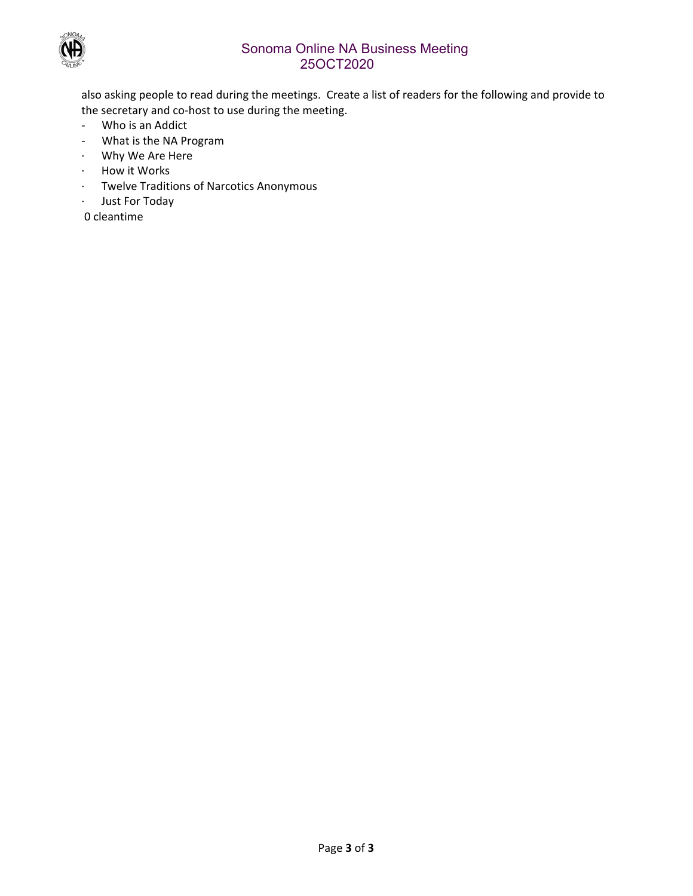also asking people to read during the meetings. Create a list of readers for the following and provide to the secretary and co-host to use during the meeting.

- Who is an Addict
- What is the NA Program
- Why We Are Here
- How it Works
- Twelve Traditions of Narcotics Anonymous
- Just For Today

0 cleantime